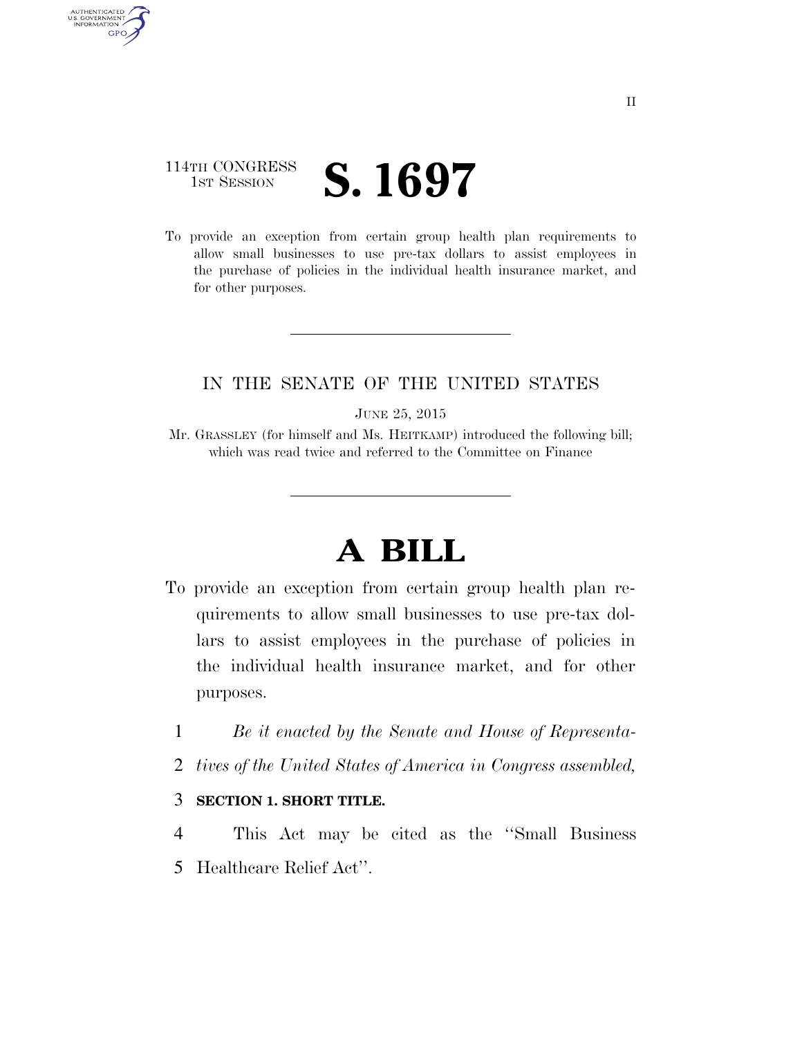114TH CONGRESS
1ST SESSION

# S. 1697

To provide an exception from certain group health plan requirements to allow small businesses to use pre-tax dollars to assist employees in the purchase of policies in the individual health insurance market, and for other purposes.

IN THE SENATE OF THE UNITED STATES

JUNE 25, 2015

Mr. GRASSLEY (for himself and Ms. HEITKAMP) introduced the following bill; which was read twice and referred to the Committee on Finance

# A BILL

To provide an exception from certain group health plan requirements to allow small businesses to use pre-tax dollars to assist employees in the purchase of policies in the individual health insurance market, and for other purposes.

1 *Be it enacted by the Senate and House of Representa-*
2 *tives of the United States of America in Congress assembled,*

3 **SECTION 1. SHORT TITLE.**

4 This Act may be cited as the ''Small Business
5 Healthcare Relief Act''.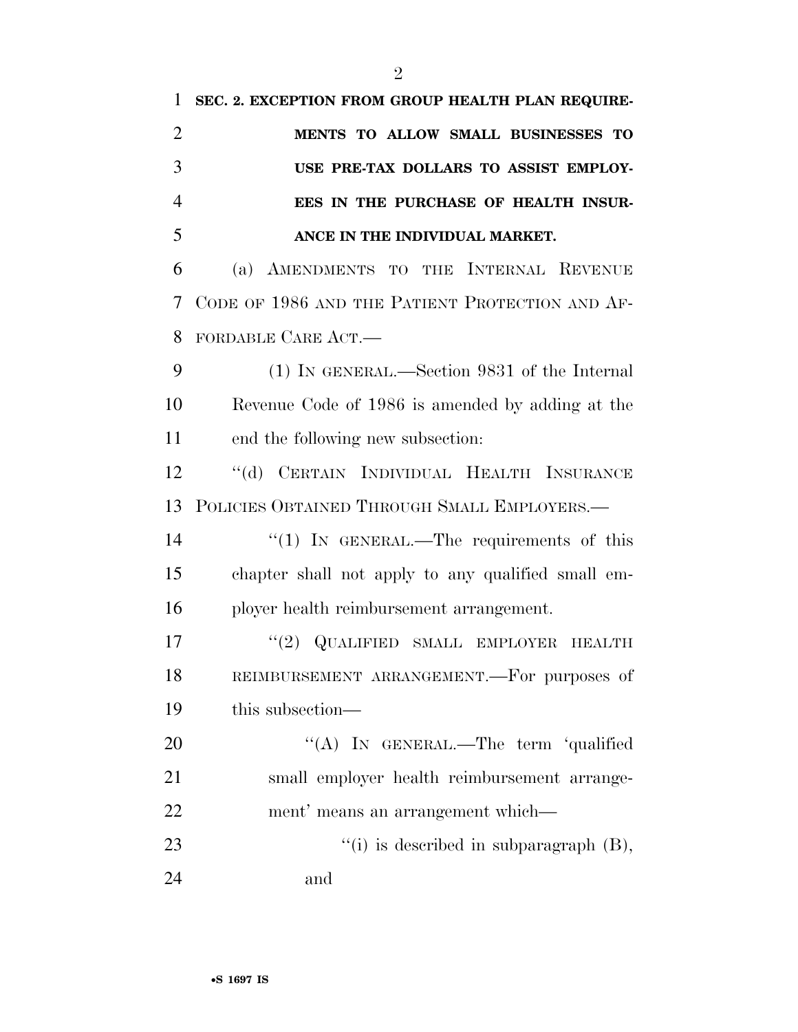**SEC. 2. EXCEPTION FROM GROUP HEALTH PLAN REQUIREMENTS TO ALLOW SMALL BUSINESSES TO USE PRE-TAX DOLLARS TO ASSIST EMPLOYEES IN THE PURCHASE OF HEALTH INSURANCE IN THE INDIVIDUAL MARKET.**

(a) AMENDMENTS TO THE INTERNAL REVENUE CODE OF 1986 AND THE PATIENT PROTECTION AND AFFORDABLE CARE ACT.—

(1) IN GENERAL.—Section 9831 of the Internal Revenue Code of 1986 is amended by adding at the end the following new subsection:

"(d) CERTAIN INDIVIDUAL HEALTH INSURANCE POLICIES OBTAINED THROUGH SMALL EMPLOYERS.—

"(1) IN GENERAL.—The requirements of this chapter shall not apply to any qualified small employer health reimbursement arrangement.

"(2) QUALIFIED SMALL EMPLOYER HEALTH REIMBURSEMENT ARRANGEMENT.—For purposes of this subsection—

"(A) IN GENERAL.—The term 'qualified small employer health reimbursement arrangement' means an arrangement which—

"(i) is described in subparagraph (B), and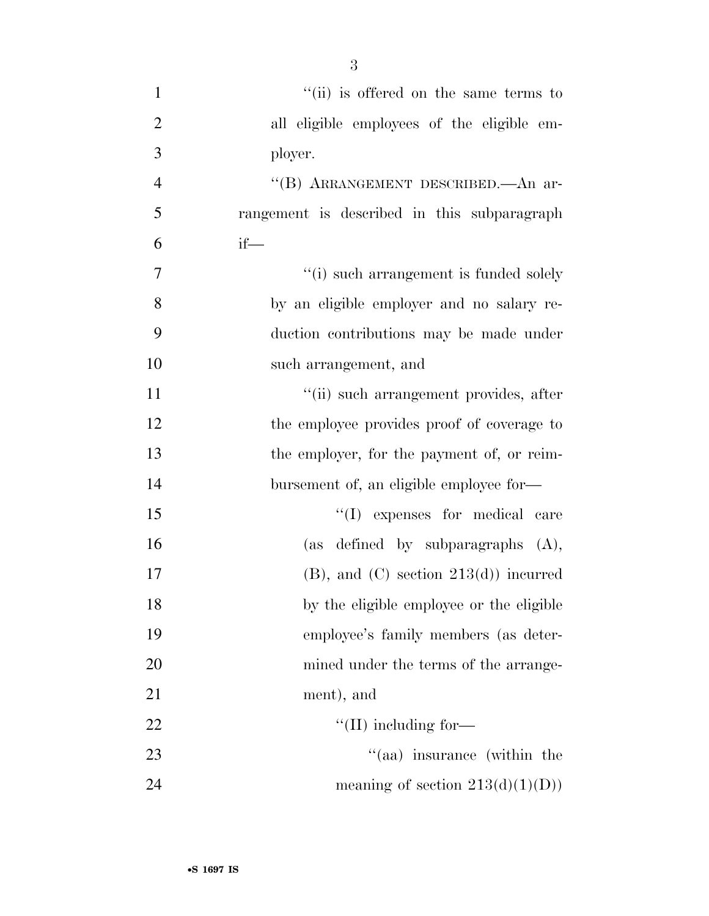"(ii) is offered on the same terms to all eligible employees of the eligible employer.

"(B) ARRANGEMENT DESCRIBED.—An arrangement is described in this subparagraph if—

"(i) such arrangement is funded solely by an eligible employer and no salary reduction contributions may be made under such arrangement, and

"(ii) such arrangement provides, after the employee provides proof of coverage to the employer, for the payment of, or reimbursement of, an eligible employee for—

"(I) expenses for medical care (as defined by subparagraphs (A), (B), and (C) section 213(d)) incurred by the eligible employee or the eligible employee's family members (as determined under the terms of the arrangement), and

"(II) including for—

"(aa) insurance (within the meaning of section 213(d)(1)(D))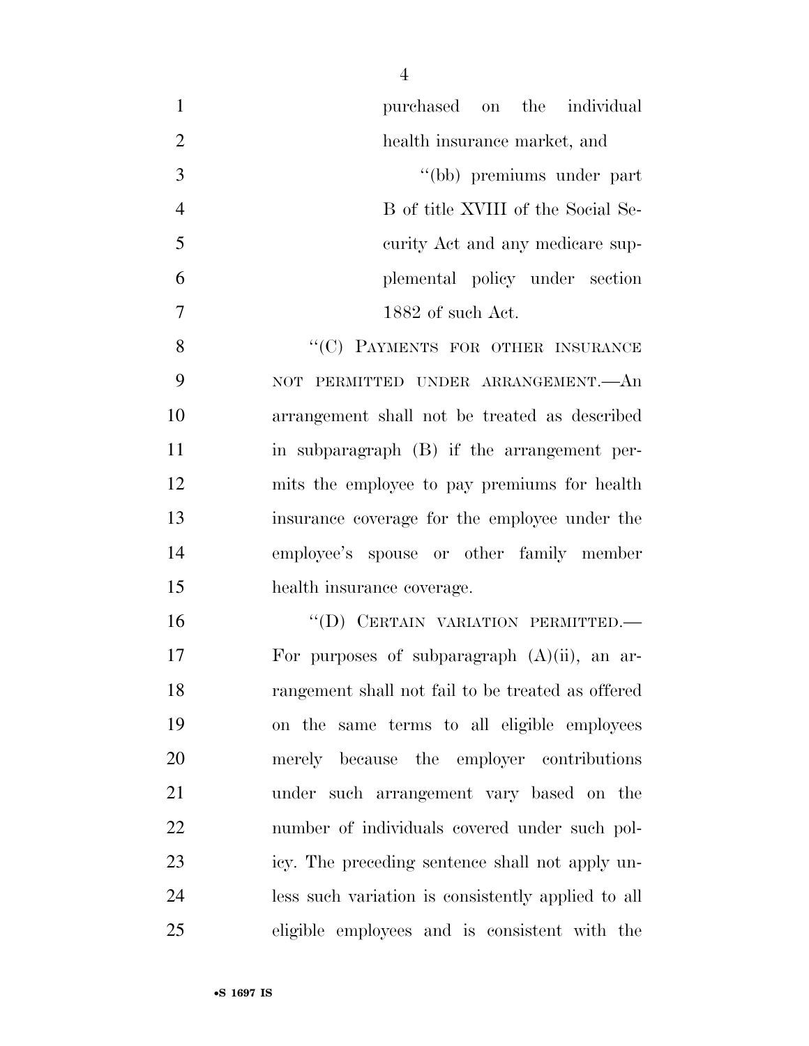purchased on the individual health insurance market, and

"(bb) premiums under part B of title XVIII of the Social Security Act and any medicare supplemental policy under section 1882 of such Act.

"(C) PAYMENTS FOR OTHER INSURANCE NOT PERMITTED UNDER ARRANGEMENT.—An arrangement shall not be treated as described in subparagraph (B) if the arrangement permits the employee to pay premiums for health insurance coverage for the employee under the employee's spouse or other family member health insurance coverage.

"(D) CERTAIN VARIATION PERMITTED.—For purposes of subparagraph (A)(ii), an arrangement shall not fail to be treated as offered on the same terms to all eligible employees merely because the employer contributions under such arrangement vary based on the number of individuals covered under such policy. The preceding sentence shall not apply unless such variation is consistently applied to all eligible employees and is consistent with the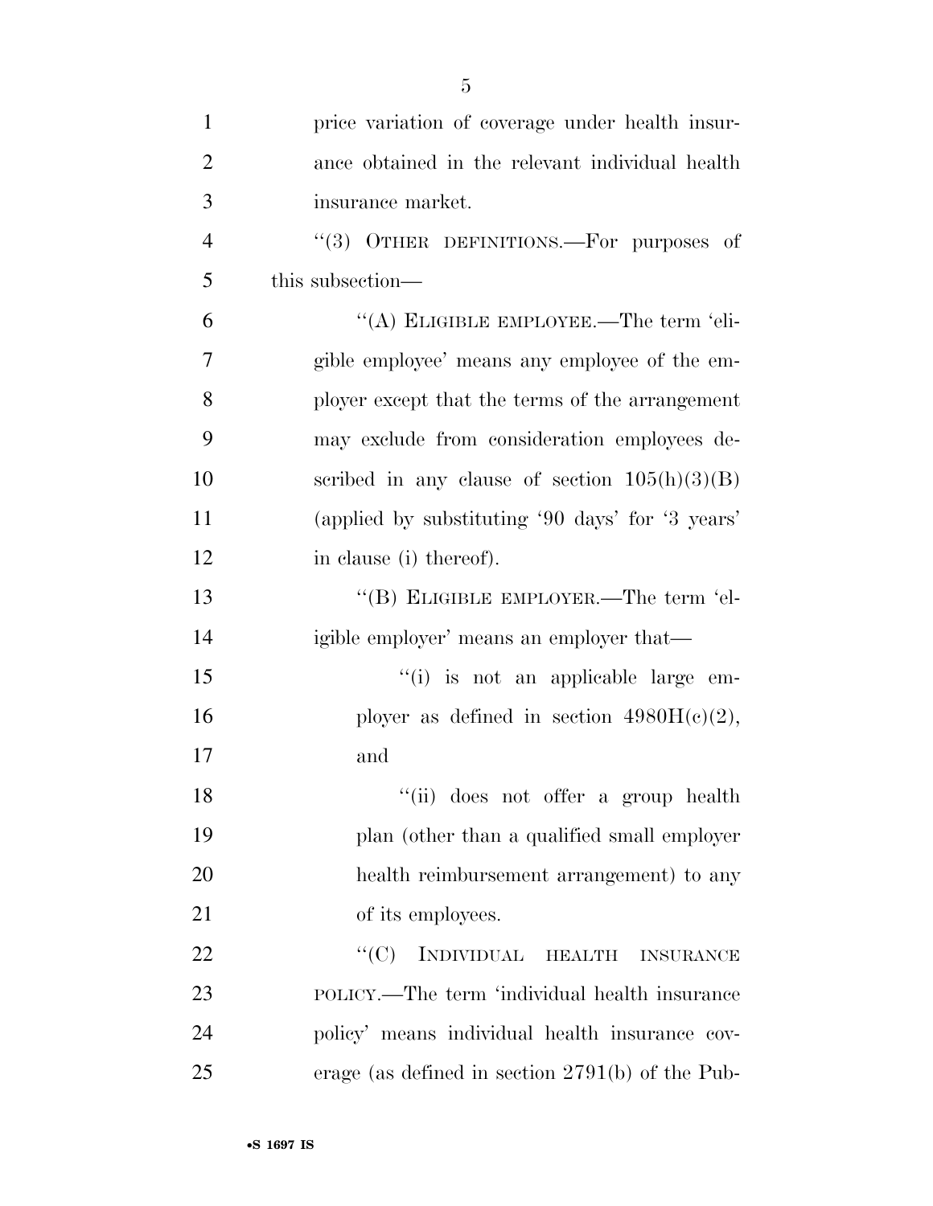price variation of coverage under health insurance obtained in the relevant individual health insurance market.

"(3) OTHER DEFINITIONS.—For purposes of this subsection—

"(A) ELIGIBLE EMPLOYEE.—The term 'eligible employee' means any employee of the employer except that the terms of the arrangement may exclude from consideration employees described in any clause of section 105(h)(3)(B) (applied by substituting '90 days' for '3 years' in clause (i) thereof).

"(B) ELIGIBLE EMPLOYER.—The term 'eligible employer' means an employer that—

"(i) is not an applicable large employer as defined in section 4980H(c)(2), and

"(ii) does not offer a group health plan (other than a qualified small employer health reimbursement arrangement) to any of its employees.

"(C) INDIVIDUAL HEALTH INSURANCE POLICY.—The term 'individual health insurance policy' means individual health insurance coverage (as defined in section 2791(b) of the Pub-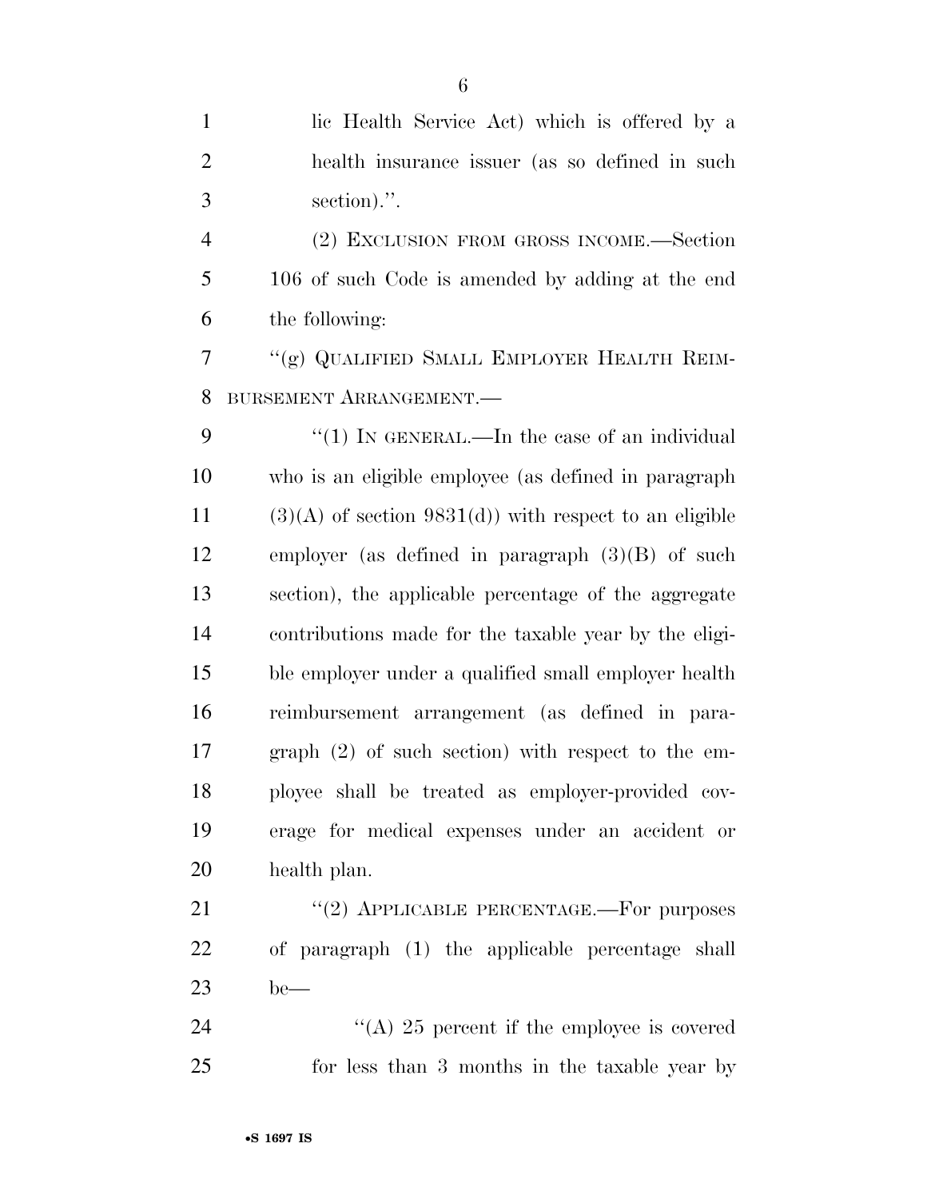lic Health Service Act) which is offered by a health insurance issuer (as so defined in such section).''.

(2) EXCLUSION FROM GROSS INCOME.—Section 106 of such Code is amended by adding at the end the following:

''(g) QUALIFIED SMALL EMPLOYER HEALTH REIMBURSEMENT ARRANGEMENT.—

''(1) IN GENERAL.—In the case of an individual who is an eligible employee (as defined in paragraph (3)(A) of section 9831(d)) with respect to an eligible employer (as defined in paragraph (3)(B) of such section), the applicable percentage of the aggregate contributions made for the taxable year by the eligible employer under a qualified small employer health reimbursement arrangement (as defined in paragraph (2) of such section) with respect to the employee shall be treated as employer-provided coverage for medical expenses under an accident or health plan.

''(2) APPLICABLE PERCENTAGE.—For purposes of paragraph (1) the applicable percentage shall be—

''(A) 25 percent if the employee is covered for less than 3 months in the taxable year by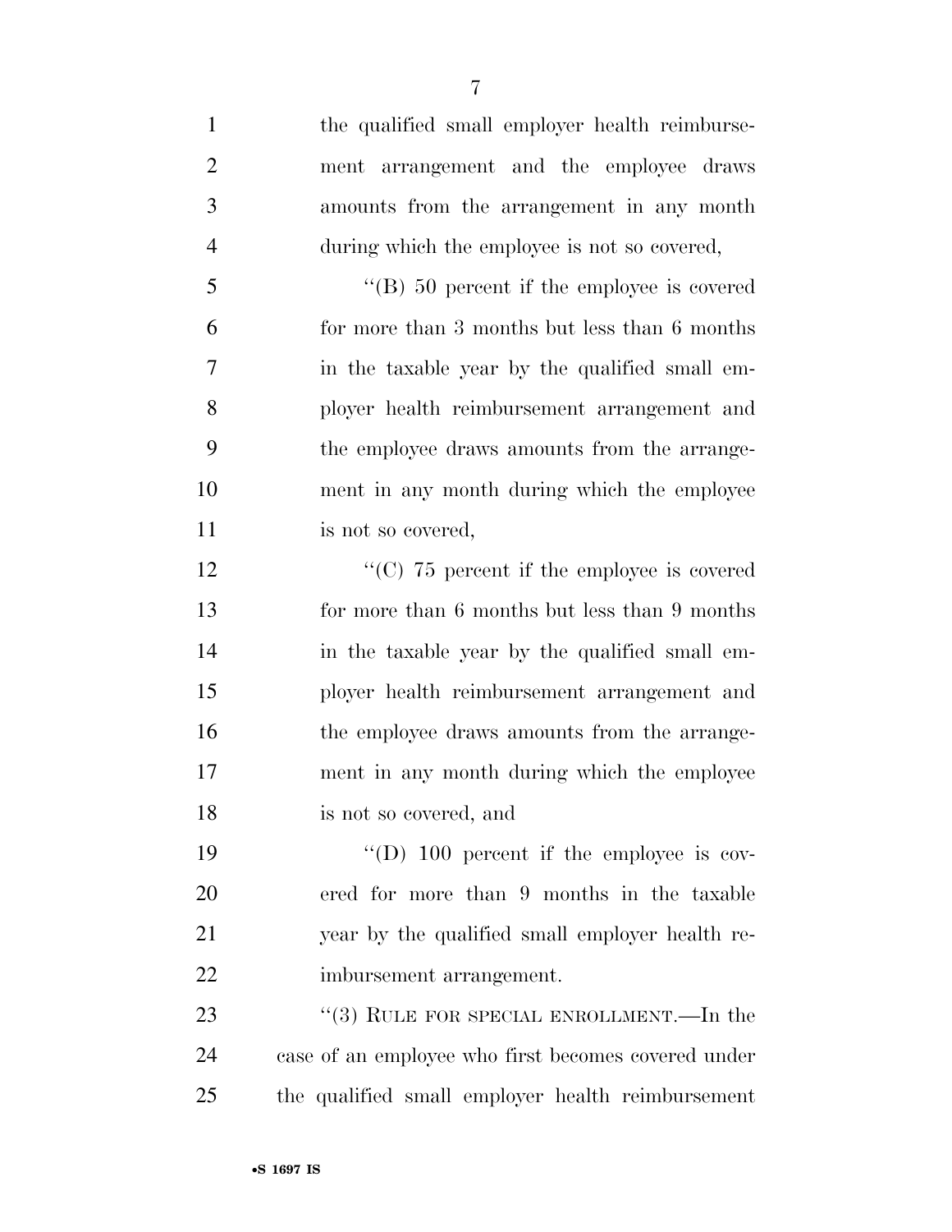the qualified small employer health reimbursement arrangement and the employee draws amounts from the arrangement in any month during which the employee is not so covered,

"(B) 50 percent if the employee is covered for more than 3 months but less than 6 months in the taxable year by the qualified small employer health reimbursement arrangement and the employee draws amounts from the arrangement in any month during which the employee is not so covered,

"(C) 75 percent if the employee is covered for more than 6 months but less than 9 months in the taxable year by the qualified small employer health reimbursement arrangement and the employee draws amounts from the arrangement in any month during which the employee is not so covered, and

"(D) 100 percent if the employee is covered for more than 9 months in the taxable year by the qualified small employer health reimbursement arrangement.

"(3) RULE FOR SPECIAL ENROLLMENT.—In the case of an employee who first becomes covered under the qualified small employer health reimbursement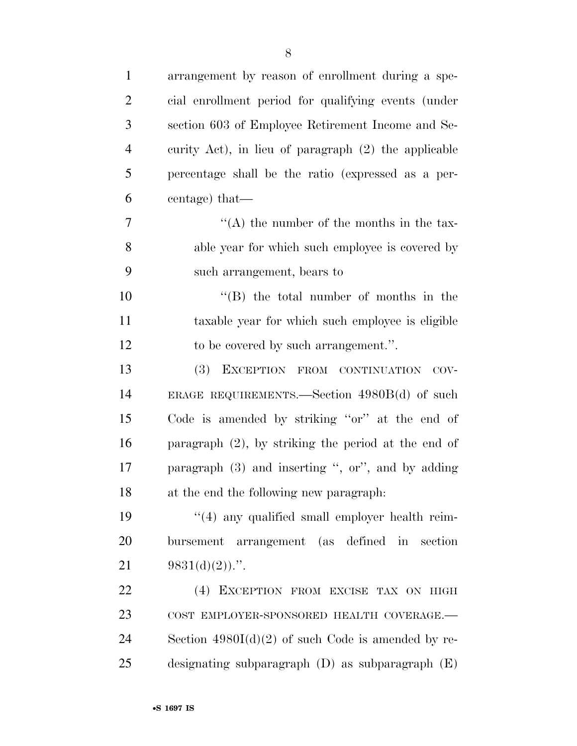arrangement by reason of enrollment during a special enrollment period for qualifying events (under section 603 of Employee Retirement Income and Security Act), in lieu of paragraph (2) the applicable percentage shall be the ratio (expressed as a percentage) that—

> ''(A) the number of the months in the taxable year for which such employee is covered by such arrangement, bears to
>
> ''(B) the total number of months in the taxable year for which such employee is eligible to be covered by such arrangement.''.

(3) EXCEPTION FROM CONTINUATION COVERAGE REQUIREMENTS.—Section 4980B(d) of such Code is amended by striking ''or'' at the end of paragraph (2), by striking the period at the end of paragraph (3) and inserting '', or'', and by adding at the end the following new paragraph:

''(4) any qualified small employer health reimbursement arrangement (as defined in section 9831(d)(2)).''.

(4) EXCEPTION FROM EXCISE TAX ON HIGH COST EMPLOYER-SPONSORED HEALTH COVERAGE.—Section 4980I(d)(2) of such Code is amended by redesignating subparagraph (D) as subparagraph (E)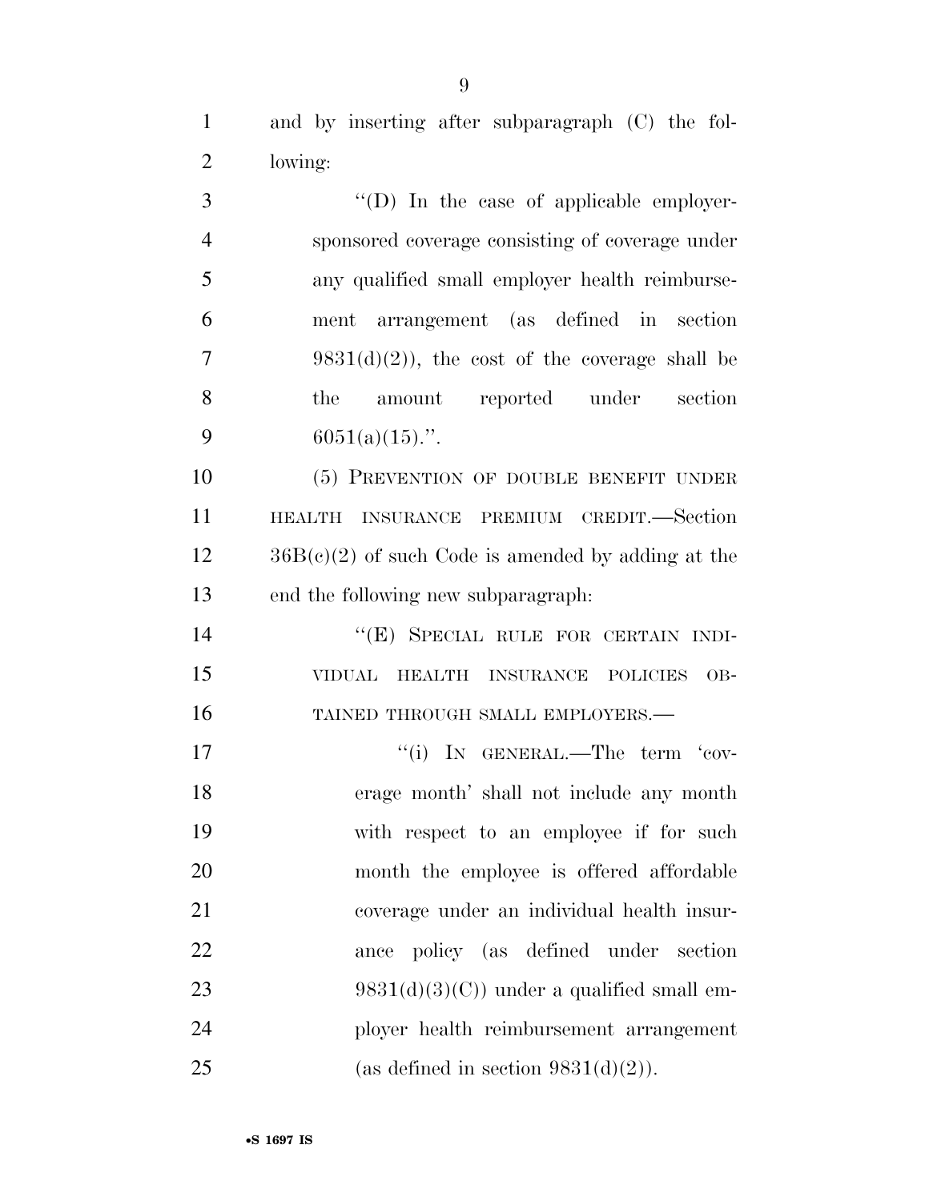and by inserting after subparagraph (C) the following:

"(D) In the case of applicable employer-sponsored coverage consisting of coverage under any qualified small employer health reimbursement arrangement (as defined in section 9831(d)(2)), the cost of the coverage shall be the amount reported under section 6051(a)(15).".

(5) PREVENTION OF DOUBLE BENEFIT UNDER HEALTH INSURANCE PREMIUM CREDIT.—Section 36B(c)(2) of such Code is amended by adding at the end the following new subparagraph:

"(E) SPECIAL RULE FOR CERTAIN INDIVIDUAL HEALTH INSURANCE POLICIES OBTAINED THROUGH SMALL EMPLOYERS.—

"(i) IN GENERAL.—The term 'coverage month' shall not include any month with respect to an employee if for such month the employee is offered affordable coverage under an individual health insurance policy (as defined under section 9831(d)(3)(C)) under a qualified small employer health reimbursement arrangement (as defined in section 9831(d)(2)).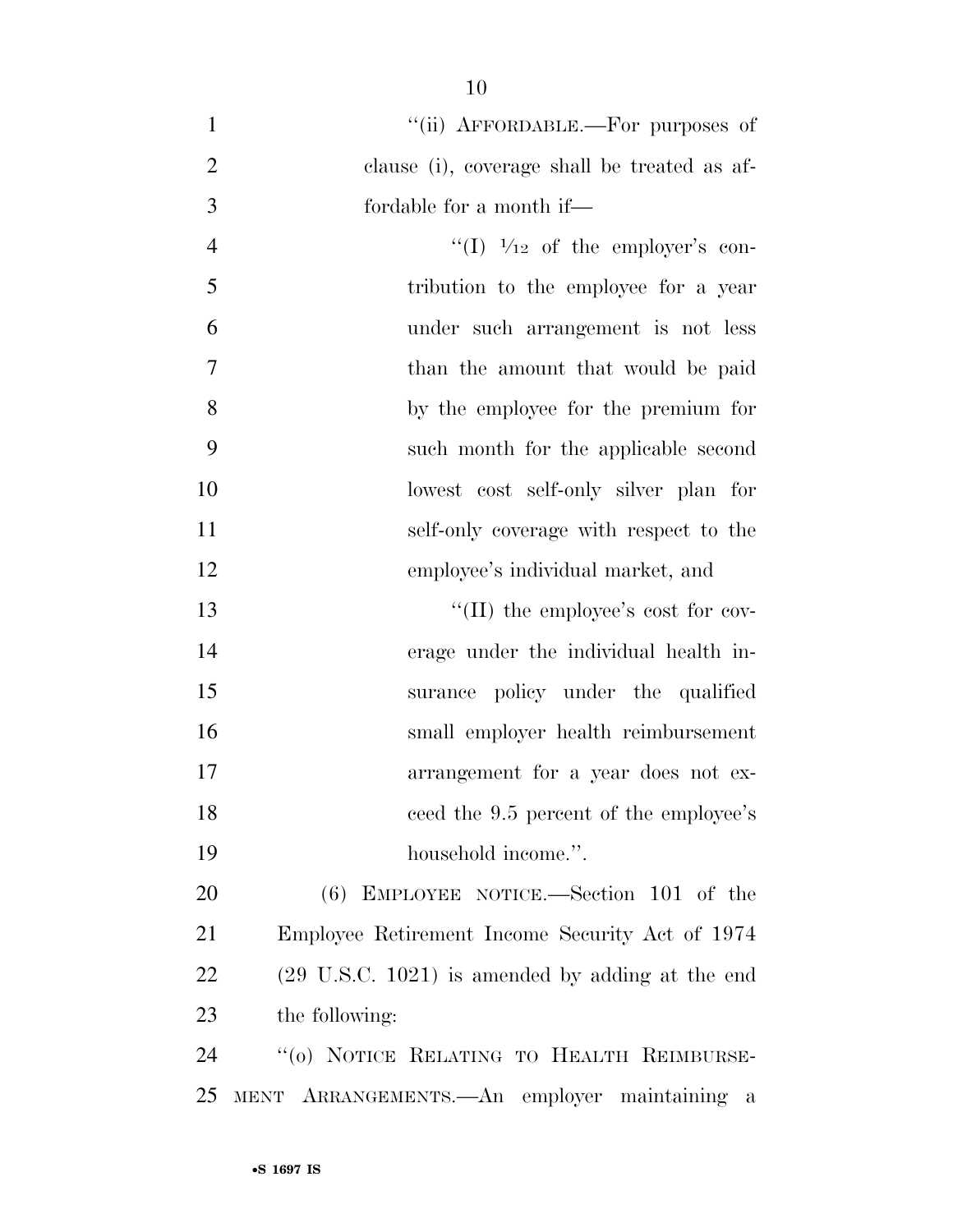"(ii) AFFORDABLE.—For purposes of clause (i), coverage shall be treated as affordable for a month if—

"(I) $1/12$ of the employer's contribution to the employee for a year under such arrangement is not less than the amount that would be paid by the employee for the premium for such month for the applicable second lowest cost self-only silver plan for self-only coverage with respect to the employee's individual market, and

"(II) the employee's cost for coverage under the individual health insurance policy under the qualified small employer health reimbursement arrangement for a year does not exceed the 9.5 percent of the employee's household income.".

(6) EMPLOYEE NOTICE.—Section 101 of the Employee Retirement Income Security Act of 1974 (29 U.S.C. 1021) is amended by adding at the end the following:

"(o) NOTICE RELATING TO HEALTH REIMBURSEMENT ARRANGEMENTS.—An employer maintaining a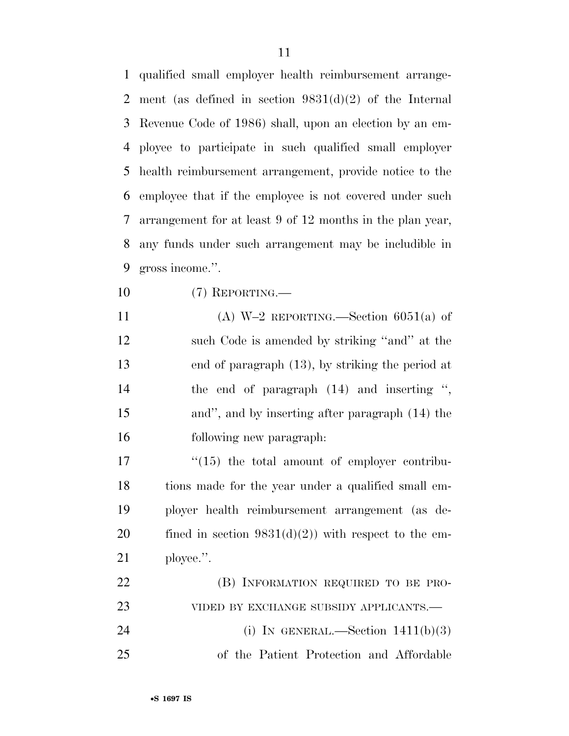qualified small employer health reimbursement arrangement (as defined in section 9831(d)(2) of the Internal Revenue Code of 1986) shall, upon an election by an employee to participate in such qualified small employer health reimbursement arrangement, provide notice to the employee that if the employee is not covered under such arrangement for at least 9 of 12 months in the plan year, any funds under such arrangement may be includible in gross income.''.

(7) REPORTING.—

(A) W–2 REPORTING.—Section 6051(a) of such Code is amended by striking ''and'' at the end of paragraph (13), by striking the period at the end of paragraph (14) and inserting '', and'', and by inserting after paragraph (14) the following new paragraph:

''(15) the total amount of employer contributions made for the year under a qualified small employer health reimbursement arrangement (as defined in section 9831(d)(2)) with respect to the employee.''.

(B) INFORMATION REQUIRED TO BE PROVIDED BY EXCHANGE SUBSIDY APPLICANTS.—

(i) IN GENERAL.—Section 1411(b)(3) of the Patient Protection and Affordable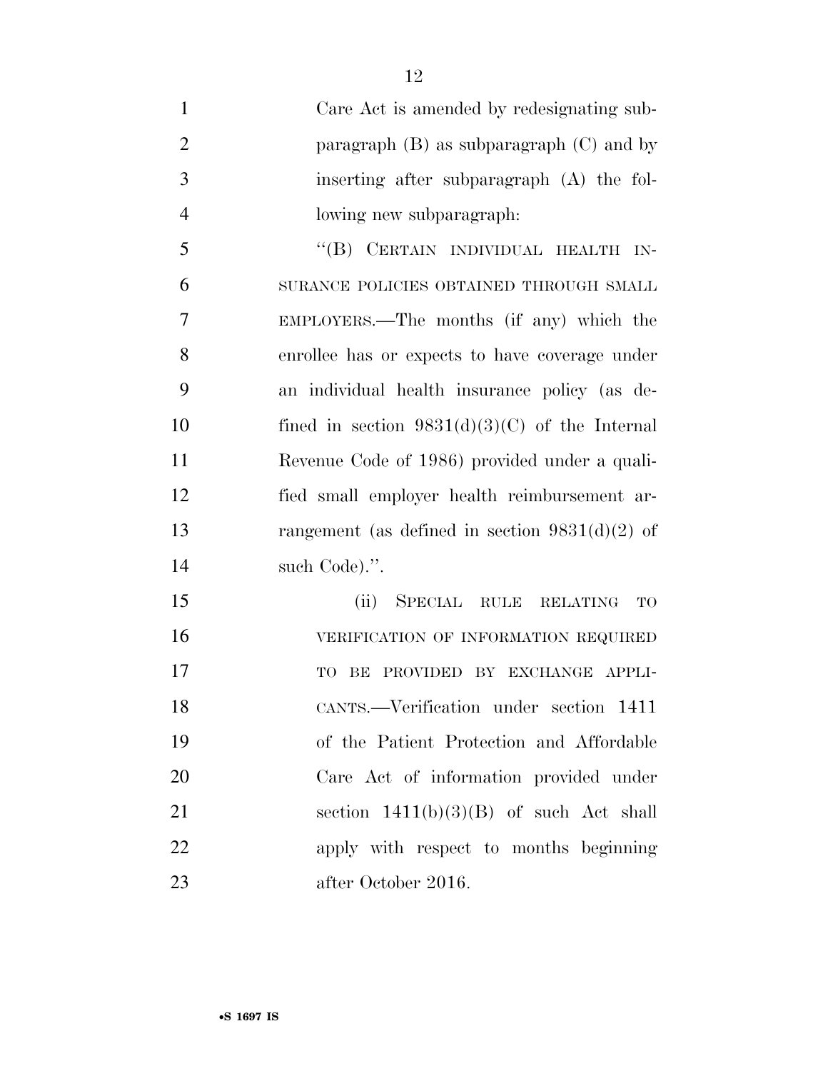Care Act is amended by redesignating subparagraph (B) as subparagraph (C) and by inserting after subparagraph (A) the following new subparagraph:

"(B) CERTAIN INDIVIDUAL HEALTH INSURANCE POLICIES OBTAINED THROUGH SMALL EMPLOYERS.—The months (if any) which the enrollee has or expects to have coverage under an individual health insurance policy (as defined in section 9831(d)(3)(C) of the Internal Revenue Code of 1986) provided under a qualified small employer health reimbursement arrangement (as defined in section 9831(d)(2) of such Code).".

(ii) SPECIAL RULE RELATING TO VERIFICATION OF INFORMATION REQUIRED TO BE PROVIDED BY EXCHANGE APPLICANTS.—Verification under section 1411 of the Patient Protection and Affordable Care Act of information provided under section 1411(b)(3)(B) of such Act shall apply with respect to months beginning after October 2016.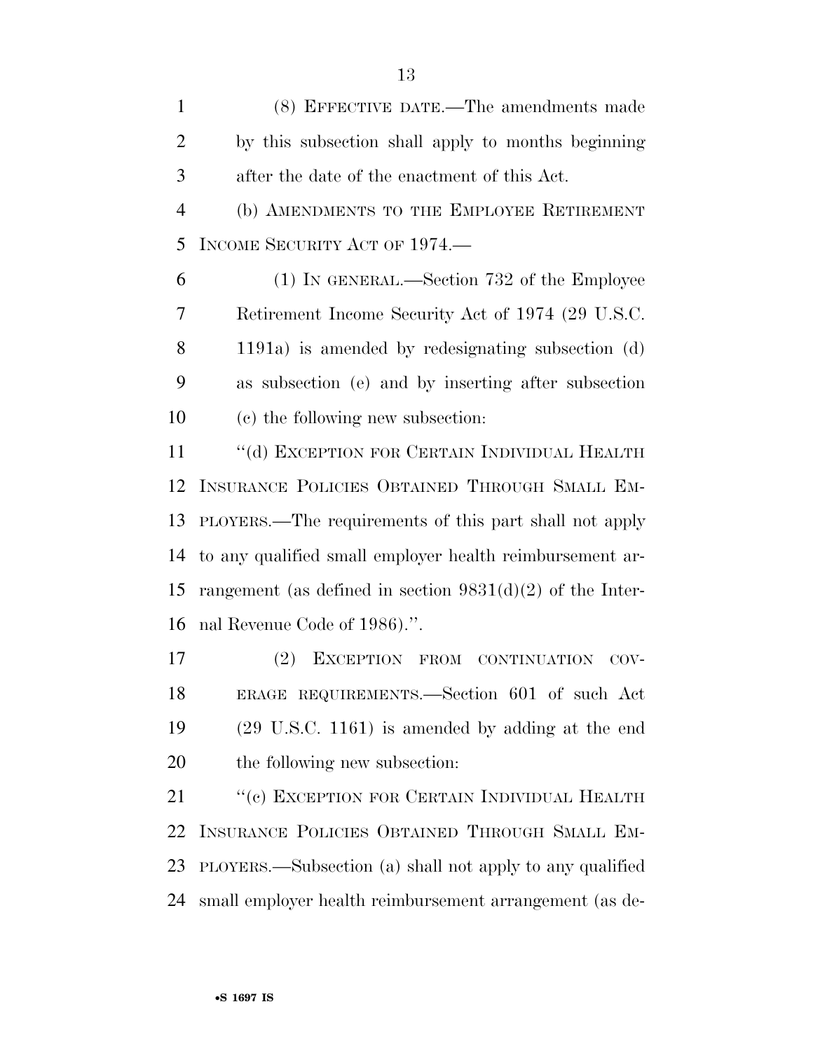(8) EFFECTIVE DATE.—The amendments made by this subsection shall apply to months beginning after the date of the enactment of this Act.

(b) AMENDMENTS TO THE EMPLOYEE RETIREMENT INCOME SECURITY ACT OF 1974.—

(1) IN GENERAL.—Section 732 of the Employee Retirement Income Security Act of 1974 (29 U.S.C. 1191a) is amended by redesignating subsection (d) as subsection (e) and by inserting after subsection (c) the following new subsection:

"(d) EXCEPTION FOR CERTAIN INDIVIDUAL HEALTH INSURANCE POLICIES OBTAINED THROUGH SMALL EMPLOYERS.—The requirements of this part shall not apply to any qualified small employer health reimbursement arrangement (as defined in section 9831(d)(2) of the Internal Revenue Code of 1986).".

(2) EXCEPTION FROM CONTINUATION COVERAGE REQUIREMENTS.—Section 601 of such Act (29 U.S.C. 1161) is amended by adding at the end the following new subsection:

"(c) EXCEPTION FOR CERTAIN INDIVIDUAL HEALTH INSURANCE POLICIES OBTAINED THROUGH SMALL EMPLOYERS.—Subsection (a) shall not apply to any qualified small employer health reimbursement arrangement (as de-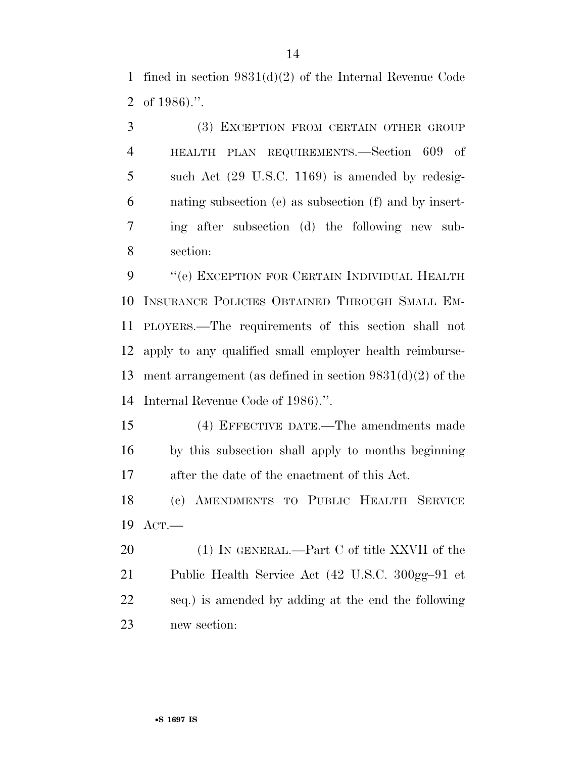fined in section 9831(d)(2) of the Internal Revenue Code of 1986).''.

(3) EXCEPTION FROM CERTAIN OTHER GROUP HEALTH PLAN REQUIREMENTS.—Section 609 of such Act (29 U.S.C. 1169) is amended by redesignating subsection (e) as subsection (f) and by inserting after subsection (d) the following new subsection:

''(e) EXCEPTION FOR CERTAIN INDIVIDUAL HEALTH INSURANCE POLICIES OBTAINED THROUGH SMALL EMPLOYERS.—The requirements of this section shall not apply to any qualified small employer health reimbursement arrangement (as defined in section 9831(d)(2) of the Internal Revenue Code of 1986).''.

(4) EFFECTIVE DATE.—The amendments made by this subsection shall apply to months beginning after the date of the enactment of this Act.

(c) AMENDMENTS TO PUBLIC HEALTH SERVICE ACT.—

(1) IN GENERAL.—Part C of title XXVII of the Public Health Service Act (42 U.S.C. 300gg–91 et seq.) is amended by adding at the end the following new section: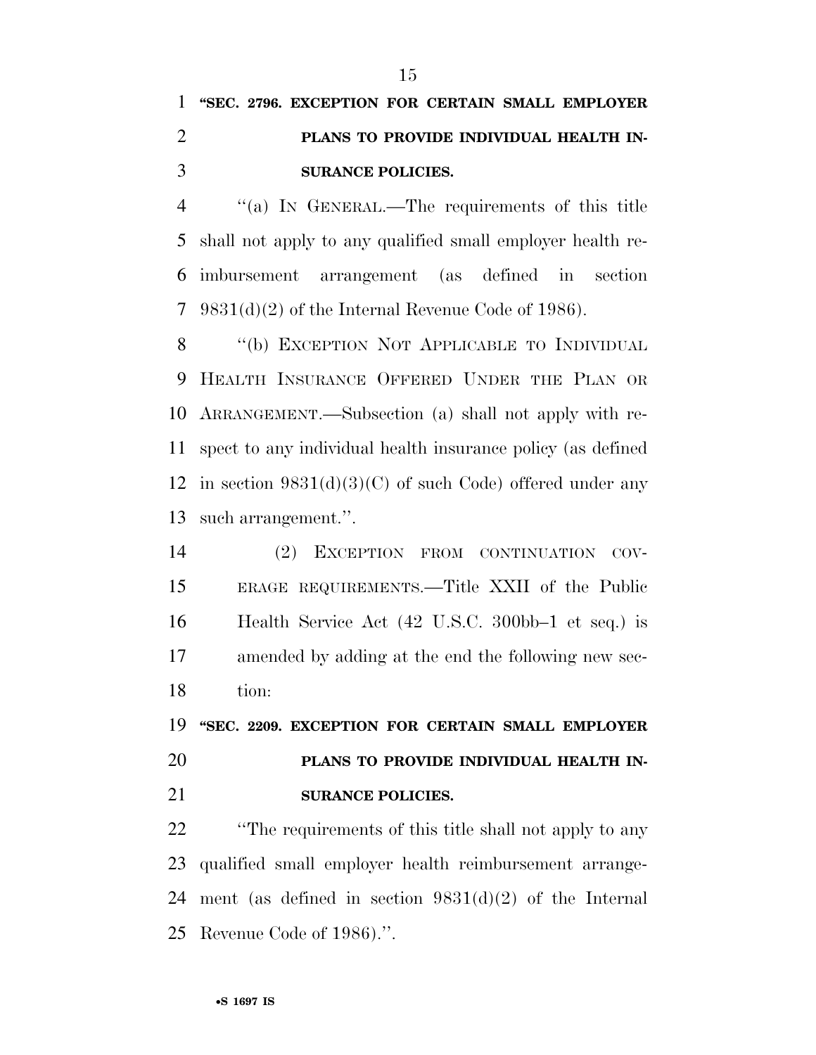**"SEC. 2796. EXCEPTION FOR CERTAIN SMALL EMPLOYER PLANS TO PROVIDE INDIVIDUAL HEALTH INSURANCE POLICIES.**

"(a) IN GENERAL.—The requirements of this title shall not apply to any qualified small employer health reimbursement arrangement (as defined in section 9831(d)(2) of the Internal Revenue Code of 1986).

"(b) EXCEPTION NOT APPLICABLE TO INDIVIDUAL HEALTH INSURANCE OFFERED UNDER THE PLAN OR ARRANGEMENT.—Subsection (a) shall not apply with respect to any individual health insurance policy (as defined in section 9831(d)(3)(C) of such Code) offered under any such arrangement.".

(2) EXCEPTION FROM CONTINUATION COVERAGE REQUIREMENTS.—Title XXII of the Public Health Service Act (42 U.S.C. 300bb–1 et seq.) is amended by adding at the end the following new section:

**"SEC. 2209. EXCEPTION FOR CERTAIN SMALL EMPLOYER PLANS TO PROVIDE INDIVIDUAL HEALTH INSURANCE POLICIES.**

"The requirements of this title shall not apply to any qualified small employer health reimbursement arrangement (as defined in section 9831(d)(2) of the Internal Revenue Code of 1986).".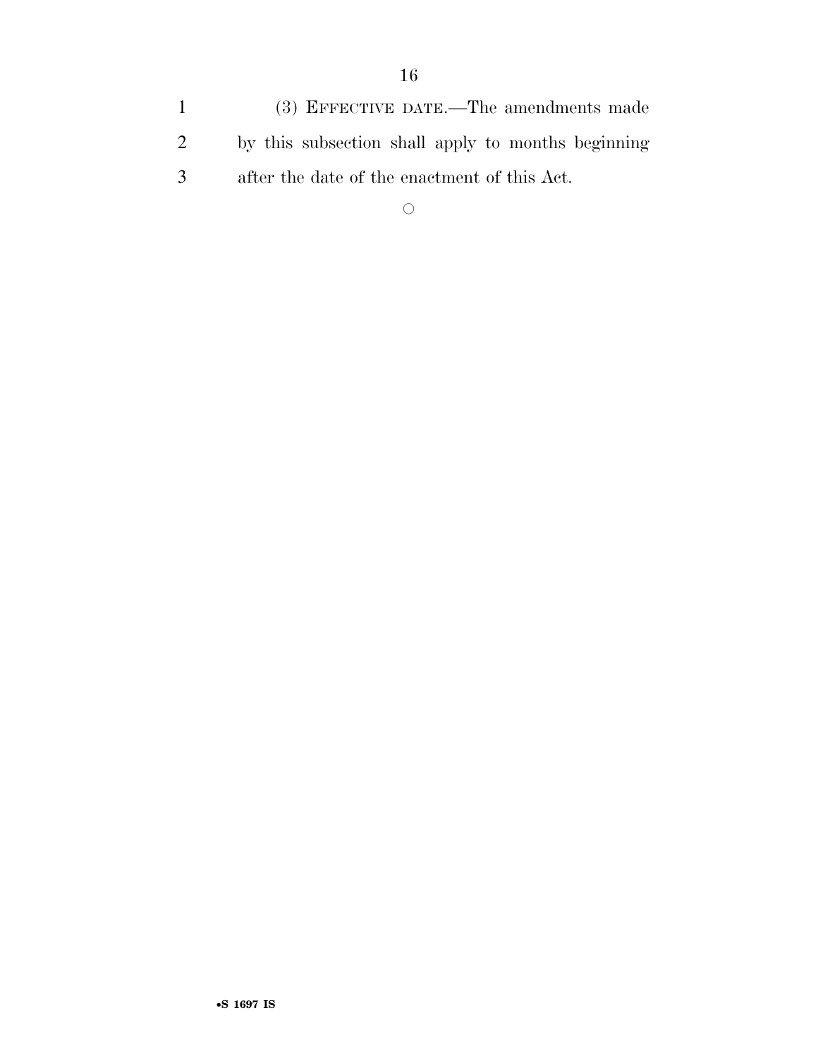(3) EFFECTIVE DATE.—The amendments made by this subsection shall apply to months beginning after the date of the enactment of this Act.